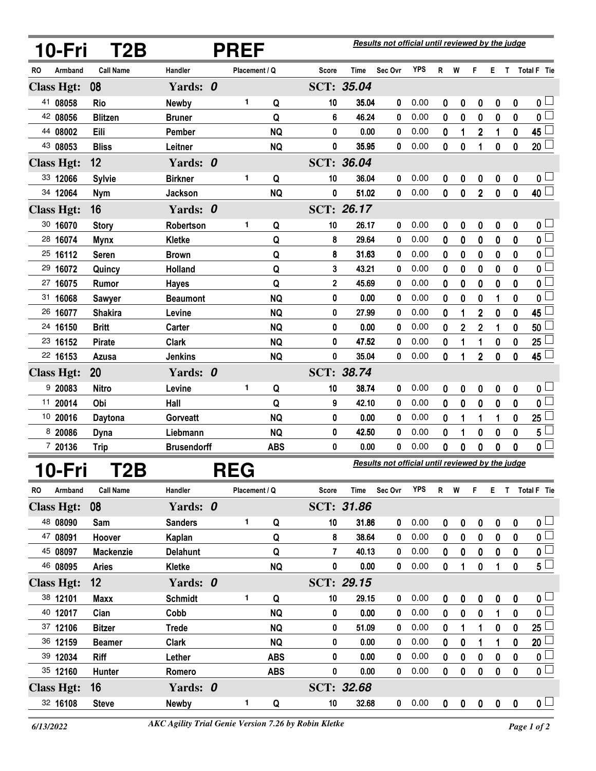## 10-Fri T2B PREF

*Results not official until reviewed by the judge*

| RO | Armband | Call Name | Handler | Placement | Q | Score | Time | Sec Ovr | YPS | R | W | F | E | T | Total F | Tie |
|---|---|---|---|---|---|---|---|---|---|---|---|---|---|---|---|---|
| **Class Hgt: 08** | | | **Yards: 0** | | | **SCT: 35.04** | | | | | | | | | | |
| 41 | 08058 | Rio | Newby | 1 | Q | 10 | 35.04 | 0 | 0.00 | 0 | 0 | 0 | 0 | 0 | 0 | |
| 42 | 08056 | Blitzen | Bruner | | Q | 6 | 46.24 | 0 | 0.00 | 0 | 0 | 0 | 0 | 0 | 0 | |
| 44 | 08002 | Eili | Pember | | NQ | 0 | 0.00 | 0 | 0.00 | 0 | 1 | 2 | 1 | 0 | 45 | |
| 43 | 08053 | Bliss | Leitner | | NQ | 0 | 35.95 | 0 | 0.00 | 0 | 0 | 1 | 0 | 0 | 20 | |
| **Class Hgt: 12** | | | **Yards: 0** | | | **SCT: 36.04** | | | | | | | | | | |
| 33 | 12066 | Sylvie | Birkner | 1 | Q | 10 | 36.04 | 0 | 0.00 | 0 | 0 | 0 | 0 | 0 | 0 | |
| 34 | 12064 | Nym | Jackson | | NQ | 0 | 51.02 | 0 | 0.00 | 0 | 0 | 2 | 0 | 0 | 40 | |
| **Class Hgt: 16** | | | **Yards: 0** | | | **SCT: 26.17** | | | | | | | | | | |
| 30 | 16070 | Story | Robertson | 1 | Q | 10 | 26.17 | 0 | 0.00 | 0 | 0 | 0 | 0 | 0 | 0 | |
| 28 | 16074 | Mynx | Kletke | | Q | 8 | 29.64 | 0 | 0.00 | 0 | 0 | 0 | 0 | 0 | 0 | |
| 25 | 16112 | Seren | Brown | | Q | 8 | 31.63 | 0 | 0.00 | 0 | 0 | 0 | 0 | 0 | 0 | |
| 29 | 16072 | Quincy | Holland | | Q | 3 | 43.21 | 0 | 0.00 | 0 | 0 | 0 | 0 | 0 | 0 | |
| 27 | 16075 | Rumor | Hayes | | Q | 2 | 45.69 | 0 | 0.00 | 0 | 0 | 0 | 0 | 0 | 0 | |
| 31 | 16068 | Sawyer | Beaumont | | NQ | 0 | 0.00 | 0 | 0.00 | 0 | 0 | 0 | 1 | 0 | 0 | |
| 26 | 16077 | Shakira | Levine | | NQ | 0 | 27.99 | 0 | 0.00 | 0 | 1 | 2 | 0 | 0 | 45 | |
| 24 | 16150 | Britt | Carter | | NQ | 0 | 0.00 | 0 | 0.00 | 0 | 2 | 2 | 1 | 0 | 50 | |
| 23 | 16152 | Pirate | Clark | | NQ | 0 | 47.52 | 0 | 0.00 | 0 | 1 | 1 | 0 | 0 | 25 | |
| 22 | 16153 | Azusa | Jenkins | | NQ | 0 | 35.04 | 0 | 0.00 | 0 | 1 | 2 | 0 | 0 | 45 | |
| **Class Hgt: 20** | | | **Yards: 0** | | | **SCT: 38.74** | | | | | | | | | | |
| 9 | 20083 | Nitro | Levine | 1 | Q | 10 | 38.74 | 0 | 0.00 | 0 | 0 | 0 | 0 | 0 | 0 | |
| 11 | 20014 | Obi | Hall | | Q | 9 | 42.10 | 0 | 0.00 | 0 | 0 | 0 | 0 | 0 | 0 | |
| 10 | 20016 | Daytona | Gorveatt | | NQ | 0 | 0.00 | 0 | 0.00 | 0 | 1 | 1 | 1 | 0 | 25 | |
| 8 | 20086 | Dyna | Liebmann | | NQ | 0 | 42.50 | 0 | 0.00 | 0 | 1 | 0 | 0 | 0 | 5 | |
| 7 | 20136 | Trip | Brusendorff | | ABS | 0 | 0.00 | 0 | 0.00 | 0 | 0 | 0 | 0 | 0 | 0 | |

## 10-Fri T2B REG

*Results not official until reviewed by the judge*

| RO | Armband | Call Name | Handler | Placement | Q | Score | Time | Sec Ovr | YPS | R | W | F | E | T | Total F | Tie |
|---|---|---|---|---|---|---|---|---|---|---|---|---|---|---|---|---|
| **Class Hgt: 08** | | | **Yards: 0** | | | **SCT: 31.86** | | | | | | | | | | |
| 48 | 08090 | Sam | Sanders | 1 | Q | 10 | 31.86 | 0 | 0.00 | 0 | 0 | 0 | 0 | 0 | 0 | |
| 47 | 08091 | Hoover | Kaplan | | Q | 8 | 38.64 | 0 | 0.00 | 0 | 0 | 0 | 0 | 0 | 0 | |
| 45 | 08097 | Mackenzie | Delahunt | | Q | 7 | 40.13 | 0 | 0.00 | 0 | 0 | 0 | 0 | 0 | 0 | |
| 46 | 08095 | Aries | Kletke | | NQ | 0 | 0.00 | 0 | 0.00 | 0 | 1 | 0 | 1 | 0 | 5 | |
| **Class Hgt: 12** | | | **Yards: 0** | | | **SCT: 29.15** | | | | | | | | | | |
| 38 | 12101 | Maxx | Schmidt | 1 | Q | 10 | 29.15 | 0 | 0.00 | 0 | 0 | 0 | 0 | 0 | 0 | |
| 40 | 12017 | Cian | Cobb | | NQ | 0 | 0.00 | 0 | 0.00 | 0 | 0 | 0 | 1 | 0 | 0 | |
| 37 | 12106 | Bitzer | Trede | | NQ | 0 | 51.09 | 0 | 0.00 | 0 | 1 | 1 | 0 | 0 | 25 | |
| 36 | 12159 | Beamer | Clark | | NQ | 0 | 0.00 | 0 | 0.00 | 0 | 0 | 1 | 1 | 0 | 20 | |
| 39 | 12034 | Riff | Lether | | ABS | 0 | 0.00 | 0 | 0.00 | 0 | 0 | 0 | 0 | 0 | 0 | |
| 35 | 12160 | Hunter | Romero | | ABS | 0 | 0.00 | 0 | 0.00 | 0 | 0 | 0 | 0 | 0 | 0 | |
| **Class Hgt: 16** | | | **Yards: 0** | | | **SCT: 32.68** | | | | | | | | | | |
| 32 | 16108 | Steve | Newby | 1 | Q | 10 | 32.68 | 0 | 0.00 | 0 | 0 | 0 | 0 | 0 | 0 | |

*6/13/2022* *AKC Agility Trial Genie Version 7.26 by Robin Kletke*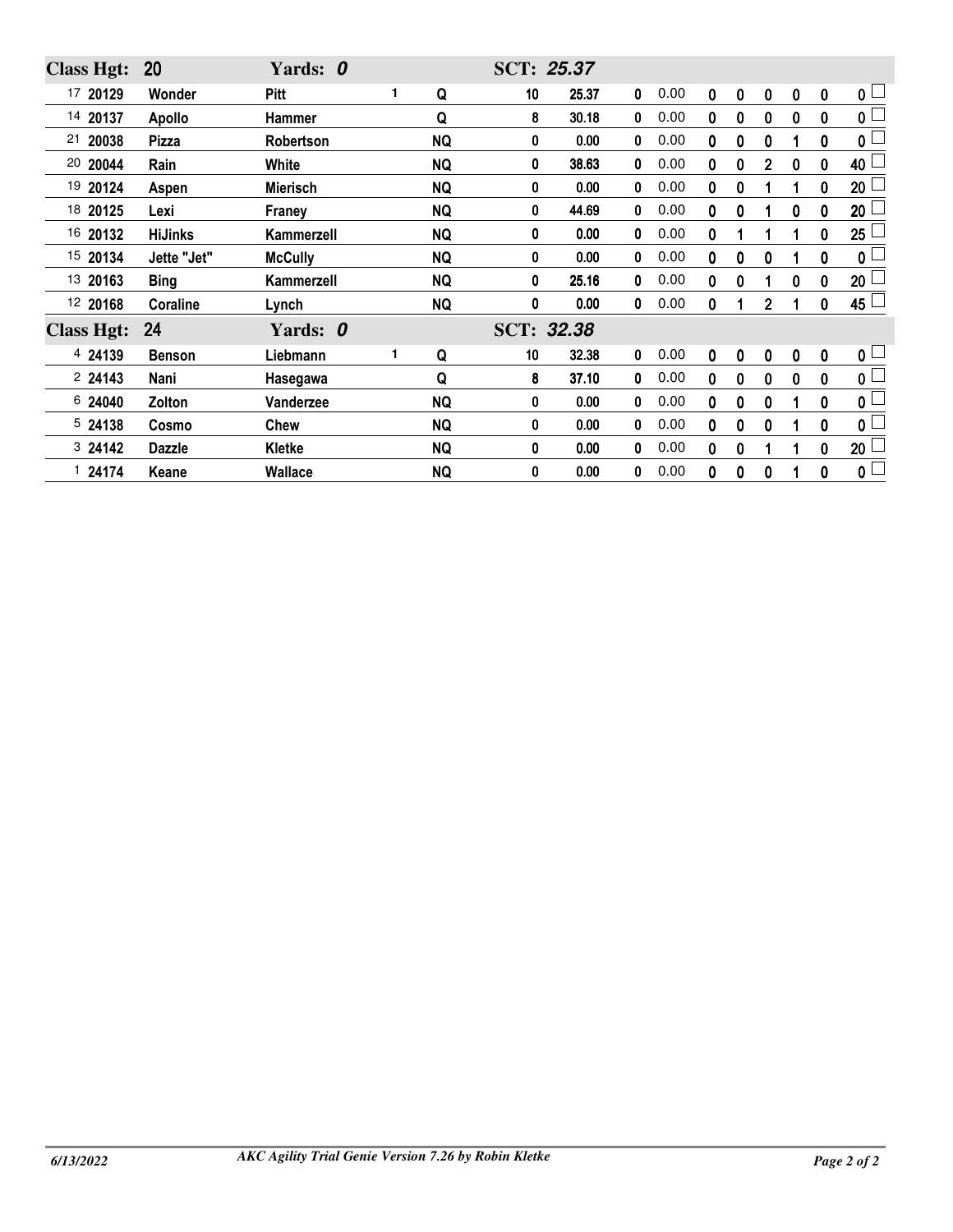| | | | | | | | | | | | | | | | | |
|---|---|---|---|---|---|---|---|---|---|---|---|---|---|---|---|---|
| **Class Hgt: 20** | | **Yards: 0** | | | **SCT: 25.37** | | | | | | | | | | | |
| 17 | 20129 | Wonder | Pitt | 1 | Q | 10 | 25.37 | 0 | 0.00 | 0 | 0 | 0 | 0 | 0 | 0 | ☐ |
| 14 | 20137 | Apollo | Hammer | | Q | 8 | 30.18 | 0 | 0.00 | 0 | 0 | 0 | 0 | 0 | 0 | ☐ |
| 21 | 20038 | Pizza | Robertson | | NQ | 0 | 0.00 | 0 | 0.00 | 0 | 0 | 0 | 1 | 0 | 0 | ☐ |
| 20 | 20044 | Rain | White | | NQ | 0 | 38.63 | 0 | 0.00 | 0 | 0 | 2 | 0 | 0 | 40 | ☐ |
| 19 | 20124 | Aspen | Mierisch | | NQ | 0 | 0.00 | 0 | 0.00 | 0 | 0 | 1 | 1 | 0 | 20 | ☐ |
| 18 | 20125 | Lexi | Franey | | NQ | 0 | 44.69 | 0 | 0.00 | 0 | 0 | 1 | 0 | 0 | 20 | ☐ |
| 16 | 20132 | HiJinks | Kammerzell | | NQ | 0 | 0.00 | 0 | 0.00 | 0 | 1 | 1 | 1 | 0 | 25 | ☐ |
| 15 | 20134 | Jette "Jet" | McCully | | NQ | 0 | 0.00 | 0 | 0.00 | 0 | 0 | 0 | 1 | 0 | 0 | ☐ |
| 13 | 20163 | Bing | Kammerzell | | NQ | 0 | 25.16 | 0 | 0.00 | 0 | 0 | 1 | 0 | 0 | 20 | ☐ |
| 12 | 20168 | Coraline | Lynch | | NQ | 0 | 0.00 | 0 | 0.00 | 0 | 1 | 2 | 1 | 0 | 45 | ☐ |
| **Class Hgt: 24** | | **Yards: 0** | | | **SCT: 32.38** | | | | | | | | | | | |
| 4 | 24139 | Benson | Liebmann | 1 | Q | 10 | 32.38 | 0 | 0.00 | 0 | 0 | 0 | 0 | 0 | 0 | ☐ |
| 2 | 24143 | Nani | Hasegawa | | Q | 8 | 37.10 | 0 | 0.00 | 0 | 0 | 0 | 0 | 0 | 0 | ☐ |
| 6 | 24040 | Zolton | Vanderzee | | NQ | 0 | 0.00 | 0 | 0.00 | 0 | 0 | 0 | 1 | 0 | 0 | ☐ |
| 5 | 24138 | Cosmo | Chew | | NQ | 0 | 0.00 | 0 | 0.00 | 0 | 0 | 0 | 1 | 0 | 0 | ☐ |
| 3 | 24142 | Dazzle | Kletke | | NQ | 0 | 0.00 | 0 | 0.00 | 0 | 0 | 1 | 1 | 0 | 20 | ☐ |
| 1 | 24174 | Keane | Wallace | | NQ | 0 | 0.00 | 0 | 0.00 | 0 | 0 | 0 | 1 | 0 | 0 | ☐ |

*6/13/2022* *AKC Agility Trial Genie Version 7.26 by Robin Kletke*